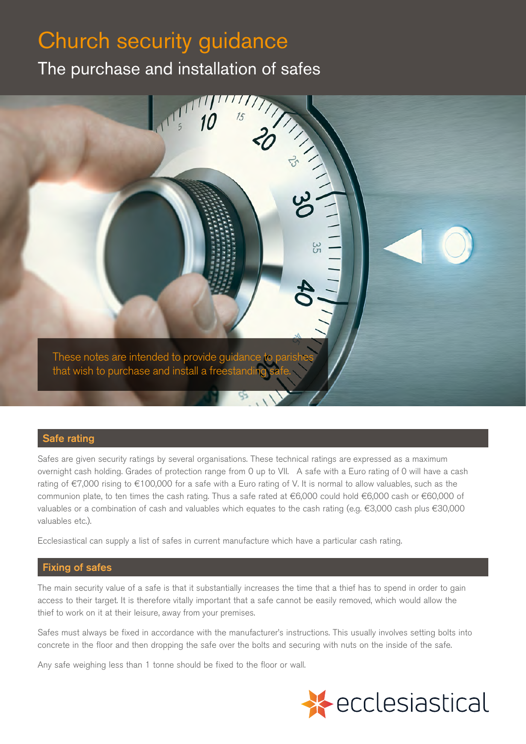# Church security guidance

## The purchase and installation of safes

These notes are intended to provide guidance to parishes that wish to purchase and install a freestanding safe.

### Safe rating

Safes are given security ratings by several organisations. These technical ratings are expressed as a maximum overnight cash holding. Grades of protection range from 0 up to VII. A safe with a Euro rating of 0 will have a cash rating of €7,000 rising to €100,000 for a safe with a Euro rating of V. It is normal to allow valuables, such as the communion plate, to ten times the cash rating. Thus a safe rated at €6,000 could hold €6,000 cash or €60,000 of valuables or a combination of cash and valuables which equates to the cash rating (e.g. €3,000 cash plus €30,000 valuables etc.).

Ecclesiastical can supply a list of safes in current manufacture which have a particular cash rating.

### Fixing of safes

The main security value of a safe is that it substantially increases the time that a thief has to spend in order to gain access to their target. It is therefore vitally important that a safe cannot be easily removed, which would allow the thief to work on it at their leisure, away from your premises.

Safes must always be fixed in accordance with the manufacturer's instructions. This usually involves setting bolts into concrete in the floor and then dropping the safe over the bolts and securing with nuts on the inside of the safe.

Any safe weighing less than 1 tonne should be fixed to the floor or wall.

ecclesiastical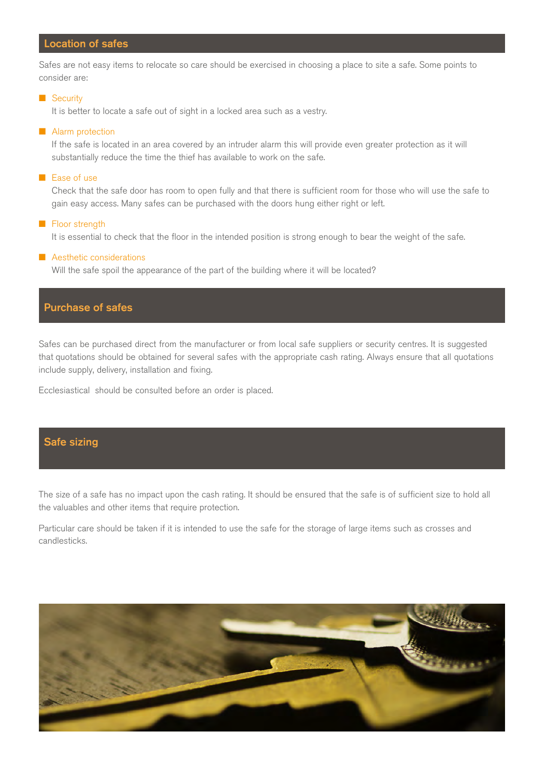## Location of safes

Safes are not easy items to relocate so care should be exercised in choosing a place to site a safe. Some points to consider are:

- **Security**
  It is better to locate a safe out of sight in a locked area such as a vestry.
- **Alarm protection**
  If the safe is located in an area covered by an intruder alarm this will provide even greater protection as it will substantially reduce the time the thief has available to work on the safe.
- **Ease of use**
  Check that the safe door has room to open fully and that there is sufficient room for those who will use the safe to gain easy access. Many safes can be purchased with the doors hung either right or left.
- **Floor strength**
  It is essential to check that the floor in the intended position is strong enough to bear the weight of the safe.
- **Aesthetic considerations**
  Will the safe spoil the appearance of the part of the building where it will be located?

## Purchase of safes

Safes can be purchased direct from the manufacturer or from local safe suppliers or security centres. It is suggested that quotations should be obtained for several safes with the appropriate cash rating. Always ensure that all quotations include supply, delivery, installation and fixing.

Ecclesiastical should be consulted before an order is placed.

## Safe sizing

The size of a safe has no impact upon the cash rating. It should be ensured that the safe is of sufficient size to hold all the valuables and other items that require protection.

Particular care should be taken if it is intended to use the safe for the storage of large items such as crosses and candlesticks.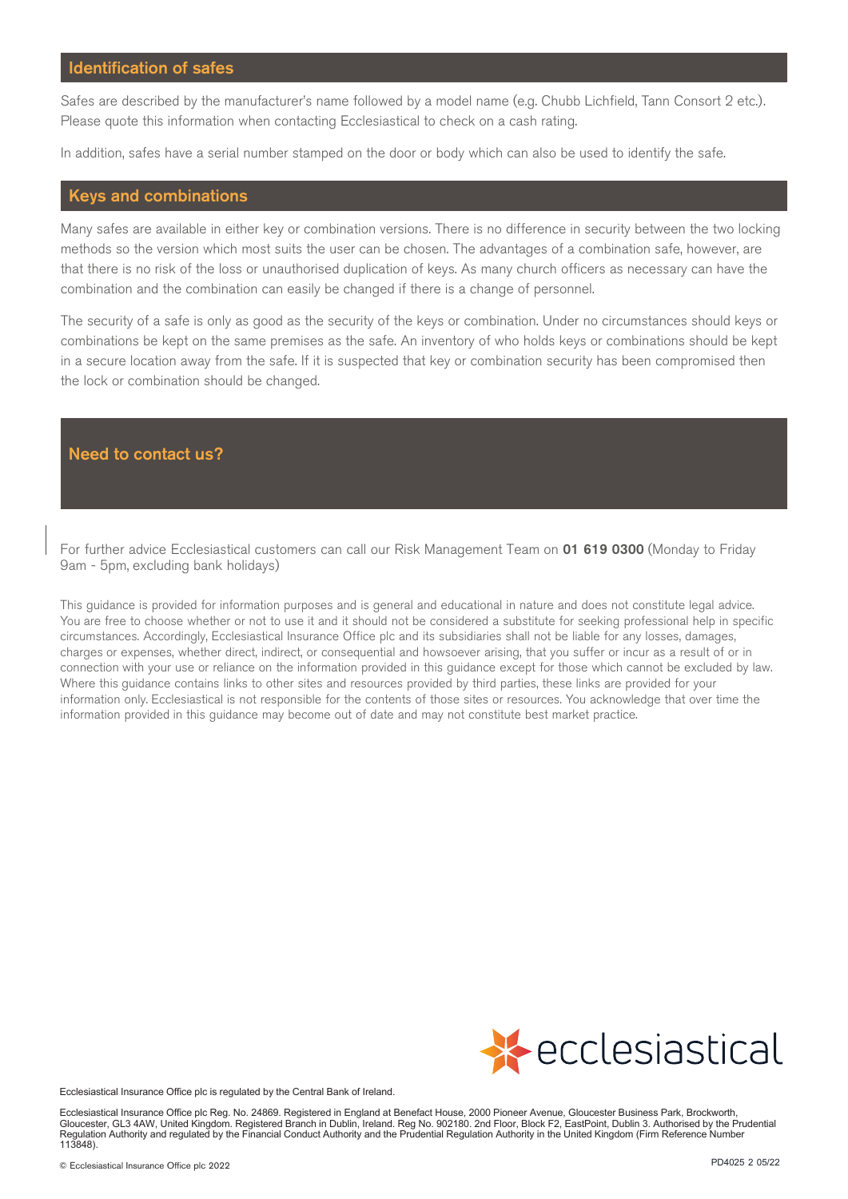## Identification of safes

Safes are described by the manufacturer's name followed by a model name (e.g. Chubb Lichfield, Tann Consort 2 etc.). Please quote this information when contacting Ecclesiastical to check on a cash rating.

In addition, safes have a serial number stamped on the door or body which can also be used to identify the safe.

## Keys and combinations

Many safes are available in either key or combination versions. There is no difference in security between the two locking methods so the version which most suits the user can be chosen. The advantages of a combination safe, however, are that there is no risk of the loss or unauthorised duplication of keys. As many church officers as necessary can have the combination and the combination can easily be changed if there is a change of personnel.

The security of a safe is only as good as the security of the keys or combination. Under no circumstances should keys or combinations be kept on the same premises as the safe. An inventory of who holds keys or combinations should be kept in a secure location away from the safe. If it is suspected that key or combination security has been compromised then the lock or combination should be changed.

## Need to contact us?

For further advice Ecclesiastical customers can call our Risk Management Team on **01 619 0300** (Monday to Friday 9am - 5pm, excluding bank holidays)

This guidance is provided for information purposes and is general and educational in nature and does not constitute legal advice. You are free to choose whether or not to use it and it should not be considered a substitute for seeking professional help in specific circumstances. Accordingly, Ecclesiastical Insurance Office plc and its subsidiaries shall not be liable for any losses, damages, charges or expenses, whether direct, indirect, or consequential and howsoever arising, that you suffer or incur as a result of or in connection with your use or reliance on the information provided in this guidance except for those which cannot be excluded by law. Where this guidance contains links to other sites and resources provided by third parties, these links are provided for your information only. Ecclesiastical is not responsible for the contents of those sites or resources. You acknowledge that over time the information provided in this guidance may become out of date and may not constitute best market practice.

ecclesiastical

Ecclesiastical Insurance Office plc is regulated by the Central Bank of Ireland.

Ecclesiastical Insurance Office plc Reg. No. 24869. Registered in England at Benefact House, 2000 Pioneer Avenue, Gloucester Business Park, Brockworth, Gloucester, GL3 4AW, United Kingdom. Registered Branch in Dublin, Ireland. Reg No. 902180. 2nd Floor, Block F2, EastPoint, Dublin 3. Authorised by the Prudential Regulation Authority and regulated by the Financial Conduct Authority and the Prudential Regulation Authority in the United Kingdom (Firm Reference Number 113848).

© Ecclesiastical Insurance Office plc 2022

PD4025 2 05/22